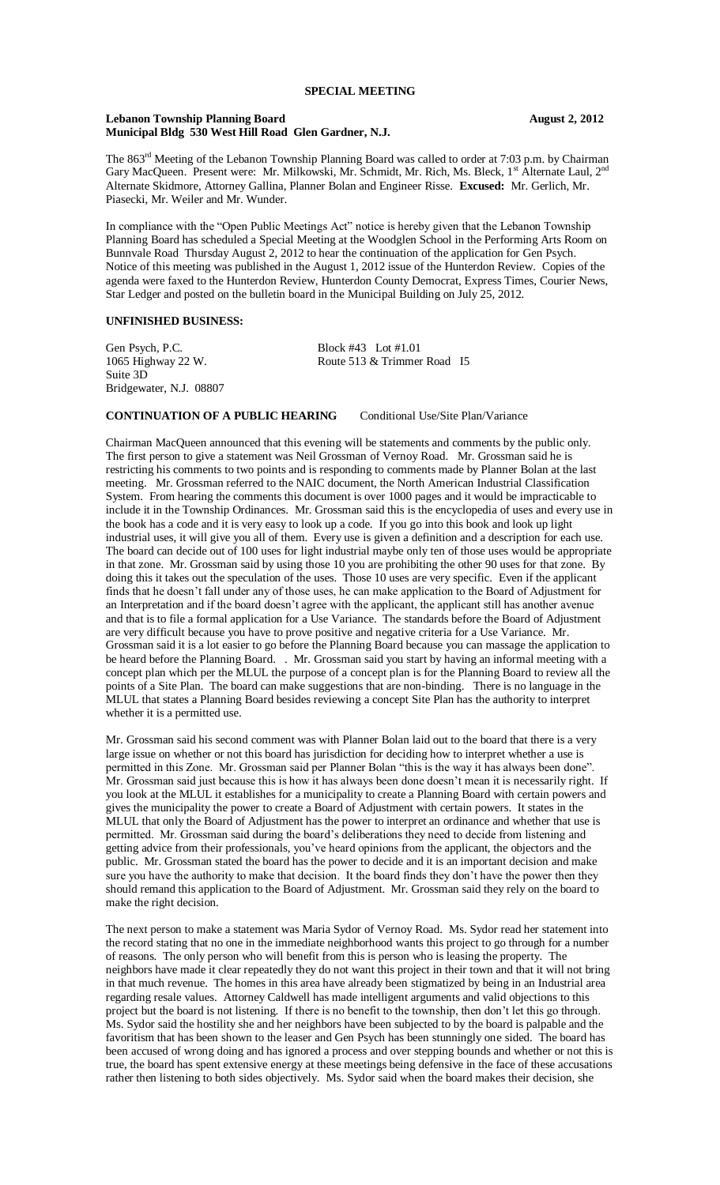# SPECIAL MEETING

**Lebanon Township Planning Board** **August 2, 2012**
**Municipal Bldg 530 West Hill Road Glen Gardner, N.J.**

The 863rd Meeting of the Lebanon Township Planning Board was called to order at 7:03 p.m. by Chairman Gary MacQueen. Present were: Mr. Milkowski, Mr. Schmidt, Mr. Rich, Ms. Bleck, 1st Alternate Laul, 2nd Alternate Skidmore, Attorney Gallina, Planner Bolan and Engineer Risse. **Excused:** Mr. Gerlich, Mr. Piasecki, Mr. Weiler and Mr. Wunder.

In compliance with the "Open Public Meetings Act" notice is hereby given that the Lebanon Township Planning Board has scheduled a Special Meeting at the Woodglen School in the Performing Arts Room on Bunnvale Road Thursday August 2, 2012 to hear the continuation of the application for Gen Psych. Notice of this meeting was published in the August 1, 2012 issue of the Hunterdon Review. Copies of the agenda were faxed to the Hunterdon Review, Hunterdon County Democrat, Express Times, Courier News, Star Ledger and posted on the bulletin board in the Municipal Building on July 25, 2012.

## UNFINISHED BUSINESS:

Gen Psych, P.C. Block #43 Lot #1.01
1065 Highway 22 W. Route 513 & Trimmer Road I5
Suite 3D
Bridgewater, N.J. 08807

**CONTINUATION OF A PUBLIC HEARING** Conditional Use/Site Plan/Variance

Chairman MacQueen announced that this evening will be statements and comments by the public only. The first person to give a statement was Neil Grossman of Vernoy Road. Mr. Grossman said he is restricting his comments to two points and is responding to comments made by Planner Bolan at the last meeting. Mr. Grossman referred to the NAIC document, the North American Industrial Classification System. From hearing the comments this document is over 1000 pages and it would be impracticable to include it in the Township Ordinances. Mr. Grossman said this is the encyclopedia of uses and every use in the book has a code and it is very easy to look up a code. If you go into this book and look up light industrial uses, it will give you all of them. Every use is given a definition and a description for each use. The board can decide out of 100 uses for light industrial maybe only ten of those uses would be appropriate in that zone. Mr. Grossman said by using those 10 you are prohibiting the other 90 uses for that zone. By doing this it takes out the speculation of the uses. Those 10 uses are very specific. Even if the applicant finds that he doesn't fall under any of those uses, he can make application to the Board of Adjustment for an Interpretation and if the board doesn't agree with the applicant, the applicant still has another avenue and that is to file a formal application for a Use Variance. The standards before the Board of Adjustment are very difficult because you have to prove positive and negative criteria for a Use Variance. Mr. Grossman said it is a lot easier to go before the Planning Board because you can massage the application to be heard before the Planning Board. . Mr. Grossman said you start by having an informal meeting with a concept plan which per the MLUL the purpose of a concept plan is for the Planning Board to review all the points of a Site Plan. The board can make suggestions that are non-binding. There is no language in the MLUL that states a Planning Board besides reviewing a concept Site Plan has the authority to interpret whether it is a permitted use.

Mr. Grossman said his second comment was with Planner Bolan laid out to the board that there is a very large issue on whether or not this board has jurisdiction for deciding how to interpret whether a use is permitted in this Zone. Mr. Grossman said per Planner Bolan "this is the way it has always been done". Mr. Grossman said just because this is how it has always been done doesn't mean it is necessarily right. If you look at the MLUL it establishes for a municipality to create a Planning Board with certain powers and gives the municipality the power to create a Board of Adjustment with certain powers. It states in the MLUL that only the Board of Adjustment has the power to interpret an ordinance and whether that use is permitted. Mr. Grossman said during the board's deliberations they need to decide from listening and getting advice from their professionals, you've heard opinions from the applicant, the objectors and the public. Mr. Grossman stated the board has the power to decide and it is an important decision and make sure you have the authority to make that decision. It the board finds they don't have the power then they should remand this application to the Board of Adjustment. Mr. Grossman said they rely on the board to make the right decision.

The next person to make a statement was Maria Sydor of Vernoy Road. Ms. Sydor read her statement into the record stating that no one in the immediate neighborhood wants this project to go through for a number of reasons. The only person who will benefit from this is person who is leasing the property. The neighbors have made it clear repeatedly they do not want this project in their town and that it will not bring in that much revenue. The homes in this area have already been stigmatized by being in an Industrial area regarding resale values. Attorney Caldwell has made intelligent arguments and valid objections to this project but the board is not listening. If there is no benefit to the township, then don't let this go through. Ms. Sydor said the hostility she and her neighbors have been subjected to by the board is palpable and the favoritism that has been shown to the leaser and Gen Psych has been stunningly one sided. The board has been accused of wrong doing and has ignored a process and over stepping bounds and whether or not this is true, the board has spent extensive energy at these meetings being defensive in the face of these accusations rather then listening to both sides objectively. Ms. Sydor said when the board makes their decision, she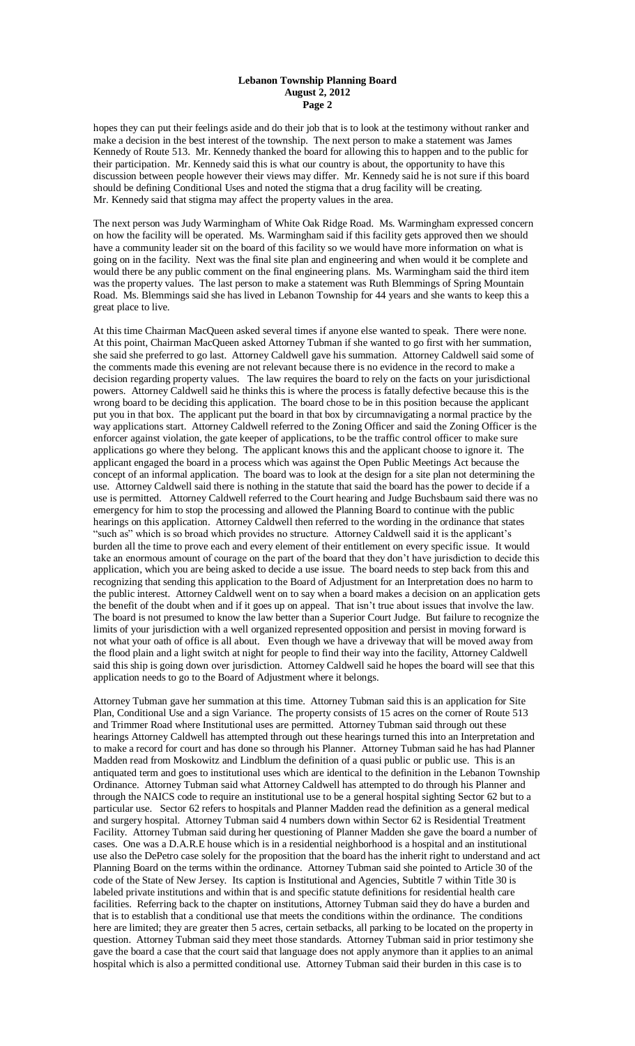hopes they can put their feelings aside and do their job that is to look at the testimony without ranker and make a decision in the best interest of the township. The next person to make a statement was James Kennedy of Route 513. Mr. Kennedy thanked the board for allowing this to happen and to the public for their participation. Mr. Kennedy said this is what our country is about, the opportunity to have this discussion between people however their views may differ. Mr. Kennedy said he is not sure if this board should be defining Conditional Uses and noted the stigma that a drug facility will be creating. Mr. Kennedy said that stigma may affect the property values in the area.

The next person was Judy Warmingham of White Oak Ridge Road. Ms. Warmingham expressed concern on how the facility will be operated. Ms. Warmingham said if this facility gets approved then we should have a community leader sit on the board of this facility so we would have more information on what is going on in the facility. Next was the final site plan and engineering and when would it be complete and would there be any public comment on the final engineering plans. Ms. Warmingham said the third item was the property values. The last person to make a statement was Ruth Blemmings of Spring Mountain Road. Ms. Blemmings said she has lived in Lebanon Township for 44 years and she wants to keep this a great place to live.

At this time Chairman MacQueen asked several times if anyone else wanted to speak. There were none. At this point, Chairman MacQueen asked Attorney Tubman if she wanted to go first with her summation, she said she preferred to go last. Attorney Caldwell gave his summation. Attorney Caldwell said some of the comments made this evening are not relevant because there is no evidence in the record to make a decision regarding property values. The law requires the board to rely on the facts on your jurisdictional powers. Attorney Caldwell said he thinks this is where the process is fatally defective because this is the wrong board to be deciding this application. The board chose to be in this position because the applicant put you in that box. The applicant put the board in that box by circumnavigating a normal practice by the way applications start. Attorney Caldwell referred to the Zoning Officer and said the Zoning Officer is the enforcer against violation, the gate keeper of applications, to be the traffic control officer to make sure applications go where they belong. The applicant knows this and the applicant choose to ignore it. The applicant engaged the board in a process which was against the Open Public Meetings Act because the concept of an informal application. The board was to look at the design for a site plan not determining the use. Attorney Caldwell said there is nothing in the statute that said the board has the power to decide if a use is permitted. Attorney Caldwell referred to the Court hearing and Judge Buchsbaum said there was no emergency for him to stop the processing and allowed the Planning Board to continue with the public hearings on this application. Attorney Caldwell then referred to the wording in the ordinance that states "such as" which is so broad which provides no structure. Attorney Caldwell said it is the applicant's burden all the time to prove each and every element of their entitlement on every specific issue. It would take an enormous amount of courage on the part of the board that they don't have jurisdiction to decide this application, which you are being asked to decide a use issue. The board needs to step back from this and recognizing that sending this application to the Board of Adjustment for an Interpretation does no harm to the public interest. Attorney Caldwell went on to say when a board makes a decision on an application gets the benefit of the doubt when and if it goes up on appeal. That isn't true about issues that involve the law. The board is not presumed to know the law better than a Superior Court Judge. But failure to recognize the limits of your jurisdiction with a well organized represented opposition and persist in moving forward is not what your oath of office is all about. Even though we have a driveway that will be moved away from the flood plain and a light switch at night for people to find their way into the facility, Attorney Caldwell said this ship is going down over jurisdiction. Attorney Caldwell said he hopes the board will see that this application needs to go to the Board of Adjustment where it belongs.

Attorney Tubman gave her summation at this time. Attorney Tubman said this is an application for Site Plan, Conditional Use and a sign Variance. The property consists of 15 acres on the corner of Route 513 and Trimmer Road where Institutional uses are permitted. Attorney Tubman said through out these hearings Attorney Caldwell has attempted through out these hearings turned this into an Interpretation and to make a record for court and has done so through his Planner. Attorney Tubman said he has had Planner Madden read from Moskowitz and Lindblum the definition of a quasi public or public use. This is an antiquated term and goes to institutional uses which are identical to the definition in the Lebanon Township Ordinance. Attorney Tubman said what Attorney Caldwell has attempted to do through his Planner and through the NAICS code to require an institutional use to be a general hospital sighting Sector 62 but to a particular use. Sector 62 refers to hospitals and Planner Madden read the definition as a general medical and surgery hospital. Attorney Tubman said 4 numbers down within Sector 62 is Residential Treatment Facility. Attorney Tubman said during her questioning of Planner Madden she gave the board a number of cases. One was a D.A.R.E house which is in a residential neighborhood is a hospital and an institutional use also the DePetro case solely for the proposition that the board has the inherit right to understand and act Planning Board on the terms within the ordinance. Attorney Tubman said she pointed to Article 30 of the code of the State of New Jersey. Its caption is Institutional and Agencies, Subtitle 7 within Title 30 is labeled private institutions and within that is and specific statute definitions for residential health care facilities. Referring back to the chapter on institutions, Attorney Tubman said they do have a burden and that is to establish that a conditional use that meets the conditions within the ordinance. The conditions here are limited; they are greater then 5 acres, certain setbacks, all parking to be located on the property in question. Attorney Tubman said they meet those standards. Attorney Tubman said in prior testimony she gave the board a case that the court said that language does not apply anymore than it applies to an animal hospital which is also a permitted conditional use. Attorney Tubman said their burden in this case is to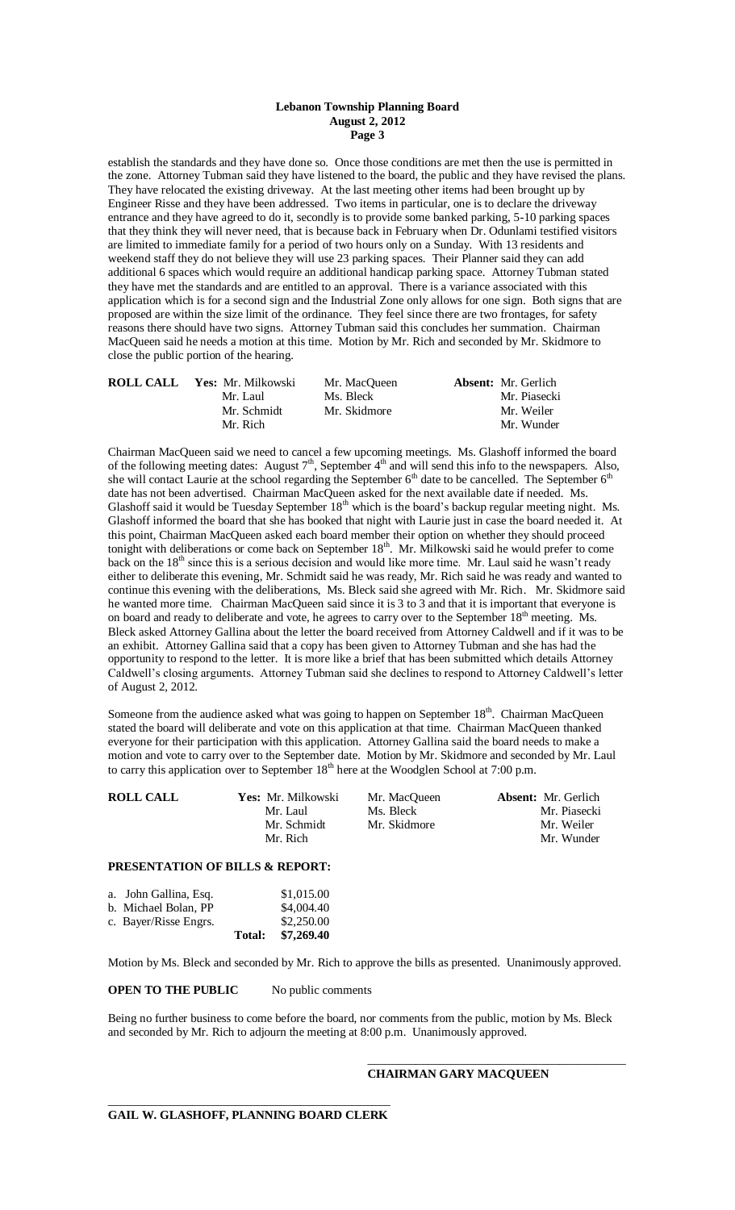establish the standards and they have done so. Once those conditions are met then the use is permitted in the zone. Attorney Tubman said they have listened to the board, the public and they have revised the plans. They have relocated the existing driveway. At the last meeting other items had been brought up by Engineer Risse and they have been addressed. Two items in particular, one is to declare the driveway entrance and they have agreed to do it, secondly is to provide some banked parking, 5-10 parking spaces that they think they will never need, that is because back in February when Dr. Odunlami testified visitors are limited to immediate family for a period of two hours only on a Sunday. With 13 residents and weekend staff they do not believe they will use 23 parking spaces. Their Planner said they can add additional 6 spaces which would require an additional handicap parking space. Attorney Tubman stated they have met the standards and are entitled to an approval. There is a variance associated with this application which is for a second sign and the Industrial Zone only allows for one sign. Both signs that are proposed are within the size limit of the ordinance. They feel since there are two frontages, for safety reasons there should have two signs. Attorney Tubman said this concludes her summation. Chairman MacQueen said he needs a motion at this time. Motion by Mr. Rich and seconded by Mr. Skidmore to close the public portion of the hearing.

| | | | |
|---|---|---|---|
| **ROLL CALL** | **Yes:** Mr. Milkowski | Mr. MacQueen | **Absent:** Mr. Gerlich |
| | Mr. Laul | Ms. Bleck | Mr. Piasecki |
| | Mr. Schmidt | Mr. Skidmore | Mr. Weiler |
| | Mr. Rich | | Mr. Wunder |

Chairman MacQueen said we need to cancel a few upcoming meetings. Ms. Glashoff informed the board of the following meeting dates: August 7th, September 4th and will send this info to the newspapers. Also, she will contact Laurie at the school regarding the September 6th date to be cancelled. The September 6th date has not been advertised. Chairman MacQueen asked for the next available date if needed. Ms. Glashoff said it would be Tuesday September 18th which is the board's backup regular meeting night. Ms. Glashoff informed the board that she has booked that night with Laurie just in case the board needed it. At this point, Chairman MacQueen asked each board member their option on whether they should proceed tonight with deliberations or come back on September 18th. Mr. Milkowski said he would prefer to come back on the 18th since this is a serious decision and would like more time. Mr. Laul said he wasn't ready either to deliberate this evening, Mr. Schmidt said he was ready, Mr. Rich said he was ready and wanted to continue this evening with the deliberations, Ms. Bleck said she agreed with Mr. Rich. Mr. Skidmore said he wanted more time. Chairman MacQueen said since it is 3 to 3 and that it is important that everyone is on board and ready to deliberate and vote, he agrees to carry over to the September 18th meeting. Ms. Bleck asked Attorney Gallina about the letter the board received from Attorney Caldwell and if it was to be an exhibit. Attorney Gallina said that a copy has been given to Attorney Tubman and she has had the opportunity to respond to the letter. It is more like a brief that has been submitted which details Attorney Caldwell's closing arguments. Attorney Tubman said she declines to respond to Attorney Caldwell's letter of August 2, 2012.

Someone from the audience asked what was going to happen on September 18th. Chairman MacQueen stated the board will deliberate and vote on this application at that time. Chairman MacQueen thanked everyone for their participation with this application. Attorney Gallina said the board needs to make a motion and vote to carry over to the September date. Motion by Mr. Skidmore and seconded by Mr. Laul to carry this application over to September 18th here at the Woodglen School at 7:00 p.m.

| | | | |
|---|---|---|---|
| **ROLL CALL** | **Yes:** Mr. Milkowski | Mr. MacQueen | **Absent:** Mr. Gerlich |
| | Mr. Laul | Ms. Bleck | Mr. Piasecki |
| | Mr. Schmidt | Mr. Skidmore | Mr. Weiler |
| | Mr. Rich | | Mr. Wunder |

**PRESENTATION OF BILLS & REPORT:**

| | | |
|---|---|---|
| a. John Gallina, Esq. | | \$1,015.00 |
| b. Michael Bolan, PP | | \$4,004.40 |
| c. Bayer/Risse Engrs. | | \$2,250.00 |
| | **Total:** | **\$7,269.40** |

Motion by Ms. Bleck and seconded by Mr. Rich to approve the bills as presented. Unanimously approved.

**OPEN TO THE PUBLIC** No public comments

Being no further business to come before the board, nor comments from the public, motion by Ms. Bleck and seconded by Mr. Rich to adjourn the meeting at 8:00 p.m. Unanimously approved.

\_\_\_\_\_\_\_\_\_\_\_\_\_\_\_\_\_\_\_\_\_\_\_\_\_\_\_\_\_\_\_\_\_\_\_\_\_\_\_\_\_

**CHAIRMAN GARY MACQUEEN**

\_\_\_\_\_\_\_\_\_\_\_\_\_\_\_\_\_\_\_\_\_\_\_\_\_\_\_\_\_\_\_\_\_\_\_\_\_\_\_\_\_

**GAIL W. GLASHOFF, PLANNING BOARD CLERK**